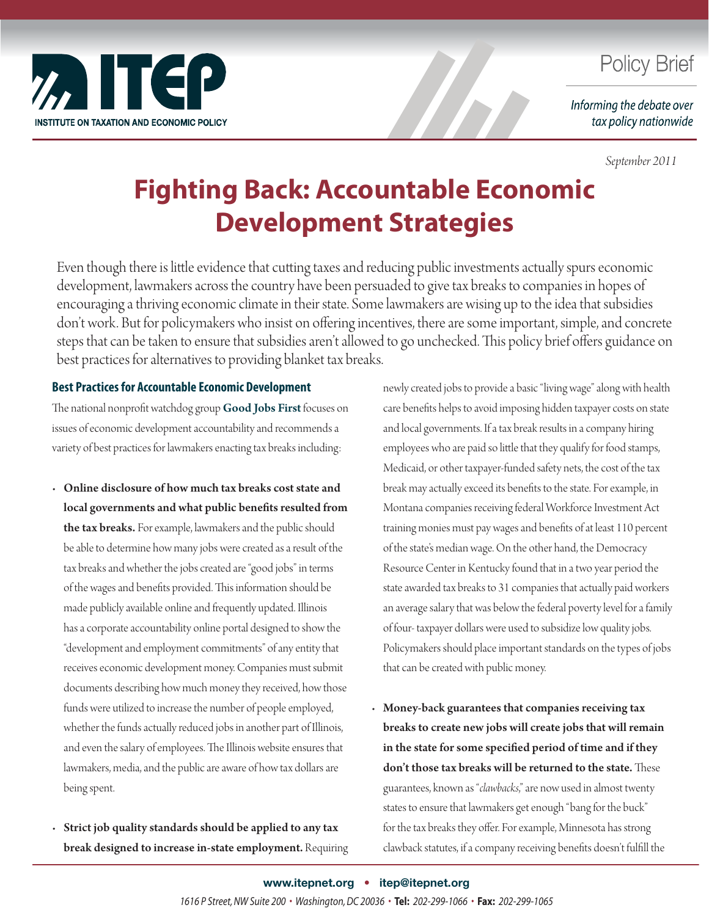# Policy Brief

*Informing the debate over tax policy nationwide*

*September 2011*

# Fighting Back: Accountable Economic Development Strategies

Even though there is little evidence that cutting taxes and reducing public investments actually spurs economic development, lawmakers across the country have been persuaded to give tax breaks to companies in hopes of encouraging a thriving economic climate in their state. Some lawmakers are wising up to the idea that subsidies don't work. But for policymakers who insist on offering incentives, there are some important, simple, and concrete steps that can be taken to ensure that subsidies aren't allowed to go unchecked. This policy brief offers guidance on best practices for alternatives to providing blanket tax breaks.

## Best Practices for Accountable Economic Development

The national nonprofit watchdog group **Good Jobs First** focuses on issues of economic development accountability and recommends a variety of best practices for lawmakers enacting tax breaks including:

- **Online disclosure of how much tax breaks cost state and local governments and what public benefits resulted from the tax breaks.** For example, lawmakers and the public should be able to determine how many jobs were created as a result of the tax breaks and whether the jobs created are "good jobs" in terms of the wages and benefits provided. This information should be made publicly available online and frequently updated. Illinois has a corporate accountability online portal designed to show the "development and employment commitments" of any entity that receives economic development money. Companies must submit documents describing how much money they received, how those funds were utilized to increase the number of people employed, whether the funds actually reduced jobs in another part of Illinois, and even the salary of employees. The Illinois website ensures that lawmakers, media, and the public are aware of how tax dollars are being spent.

- **Strict job quality standards should be applied to any tax break designed to increase in-state employment.** Requiring newly created jobs to provide a basic "living wage" along with health care benefits helps to avoid imposing hidden taxpayer costs on state and local governments. If a tax break results in a company hiring employees who are paid so little that they qualify for food stamps, Medicaid, or other taxpayer-funded safety nets, the cost of the tax break may actually exceed its benefits to the state. For example, in Montana companies receiving federal Workforce Investment Act training monies must pay wages and benefits of at least 110 percent of the state's median wage. On the other hand, the Democracy Resource Center in Kentucky found that in a two year period the state awarded tax breaks to 31 companies that actually paid workers an average salary that was below the federal poverty level for a family of four- taxpayer dollars were used to subsidize low quality jobs. Policymakers should place important standards on the types of jobs that can be created with public money.

- **Money-back guarantees that companies receiving tax breaks to create new jobs will create jobs that will remain in the state for some specified period of time and if they don't those tax breaks will be returned to the state.** These guarantees, known as "*clawbacks*," are now used in almost twenty states to ensure that lawmakers get enough "bang for the buck" for the tax breaks they offer. For example, Minnesota has strong clawback statutes, if a company receiving benefits doesn't fulfill the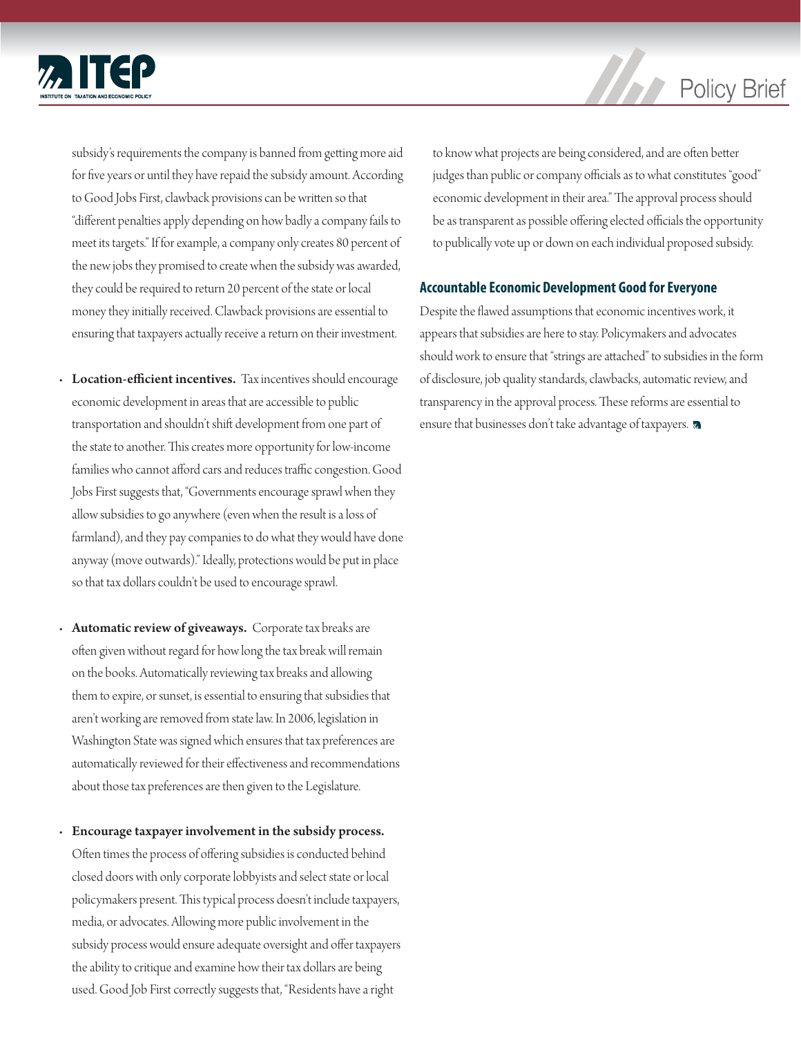subsidy's requirements the company is banned from getting more aid for five years or until they have repaid the subsidy amount. According to Good Jobs First, clawback provisions can be written so that "different penalties apply depending on how badly a company fails to meet its targets." If for example, a company only creates 80 percent of the new jobs they promised to create when the subsidy was awarded, they could be required to return 20 percent of the state or local money they initially received. Clawback provisions are essential to ensuring that taxpayers actually receive a return on their investment.

- **Location-efficient incentives.** Tax incentives should encourage economic development in areas that are accessible to public transportation and shouldn't shift development from one part of the state to another. This creates more opportunity for low-income families who cannot afford cars and reduces traffic congestion. Good Jobs First suggests that, "Governments encourage sprawl when they allow subsidies to go anywhere (even when the result is a loss of farmland), and they pay companies to do what they would have done anyway (move outwards)." Ideally, protections would be put in place so that tax dollars couldn't be used to encourage sprawl.

- **Automatic review of giveaways.** Corporate tax breaks are often given without regard for how long the tax break will remain on the books. Automatically reviewing tax breaks and allowing them to expire, or sunset, is essential to ensuring that subsidies that aren't working are removed from state law. In 2006, legislation in Washington State was signed which ensures that tax preferences are automatically reviewed for their effectiveness and recommendations about those tax preferences are then given to the Legislature.

- **Encourage taxpayer involvement in the subsidy process.** Often times the process of offering subsidies is conducted behind closed doors with only corporate lobbyists and select state or local policymakers present. This typical process doesn't include taxpayers, media, or advocates. Allowing more public involvement in the subsidy process would ensure adequate oversight and offer taxpayers the ability to critique and examine how their tax dollars are being used. Good Job First correctly suggests that, "Residents have a right to know what projects are being considered, and are often better judges than public or company officials as to what constitutes "good" economic development in their area." The approval process should be as transparent as possible offering elected officials the opportunity to publically vote up or down on each individual proposed subsidy.

## Accountable Economic Development Good for Everyone

Despite the flawed assumptions that economic incentives work, it appears that subsidies are here to stay. Policymakers and advocates should work to ensure that "strings are attached" to subsidies in the form of disclosure, job quality standards, clawbacks, automatic review, and transparency in the approval process. These reforms are essential to ensure that businesses don't take advantage of taxpayers.